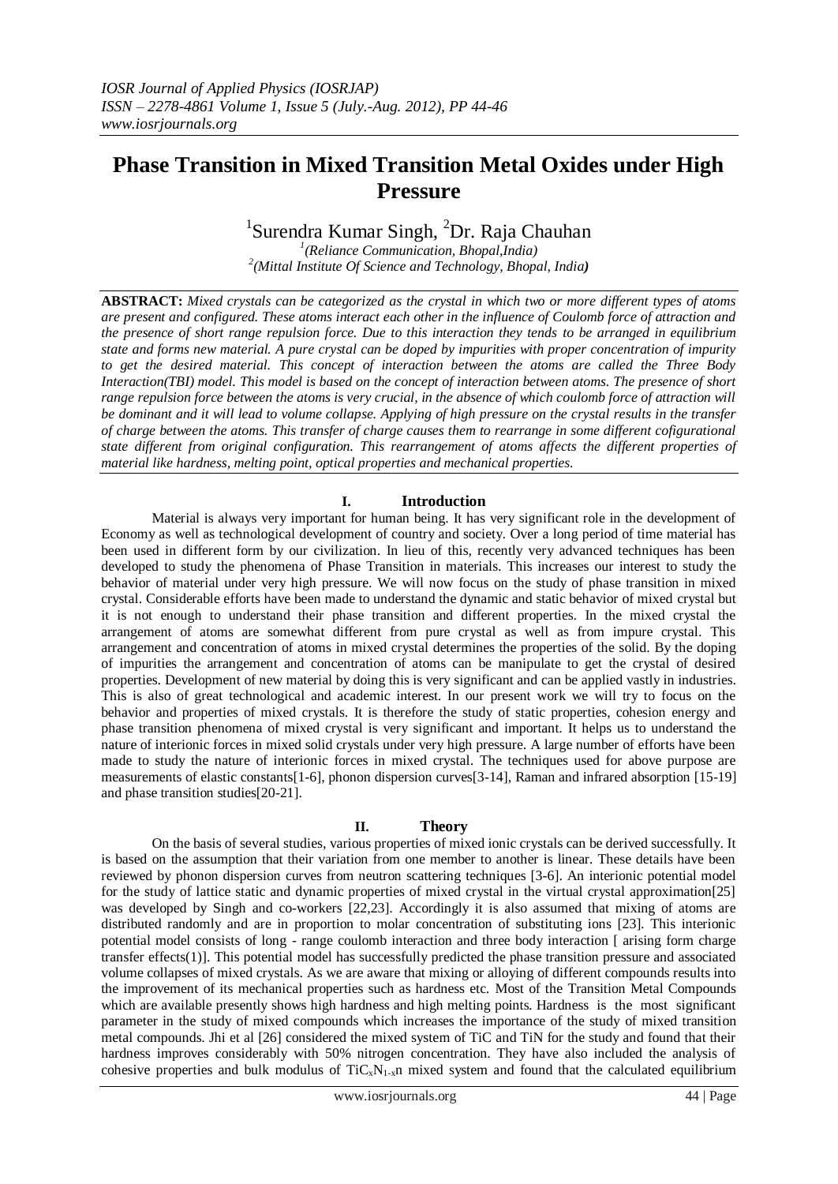# Phase Transition in Mixed Transition Metal Oxides under High Pressure

[1]Surendra Kumar Singh, [2]Dr. Raja Chauhan

[1](Reliance Communication, Bhopal,India)
[2](Mittal Institute Of Science and Technology, Bhopal, India)

**ABSTRACT:** *Mixed crystals can be categorized as the crystal in which two or more different types of atoms are present and configured. These atoms interact each other in the influence of Coulomb force of attraction and the presence of short range repulsion force. Due to this interaction they tends to be arranged in equilibrium state and forms new material. A pure crystal can be doped by impurities with proper concentration of impurity to get the desired material. This concept of interaction between the atoms are called the Three Body Interaction(TBI) model. This model is based on the concept of interaction between atoms. The presence of short range repulsion force between the atoms is very crucial, in the absence of which coulomb force of attraction will be dominant and it will lead to volume collapse. Applying of high pressure on the crystal results in the transfer of charge between the atoms. This transfer of charge causes them to rearrange in some different cofigurational state different from original configuration. This rearrangement of atoms affects the different properties of material like hardness, melting point, optical properties and mechanical properties.*

## I. Introduction

Material is always very important for human being. It has very significant role in the development of Economy as well as technological development of country and society. Over a long period of time material has been used in different form by our civilization. In lieu of this, recently very advanced techniques has been developed to study the phenomena of Phase Transition in materials. This increases our interest to study the behavior of material under very high pressure. We will now focus on the study of phase transition in mixed crystal. Considerable efforts have been made to understand the dynamic and static behavior of mixed crystal but it is not enough to understand their phase transition and different properties. In the mixed crystal the arrangement of atoms are somewhat different from pure crystal as well as from impure crystal. This arrangement and concentration of atoms in mixed crystal determines the properties of the solid. By the doping of impurities the arrangement and concentration of atoms can be manipulate to get the crystal of desired properties. Development of new material by doing this is very significant and can be applied vastly in industries. This is also of great technological and academic interest. In our present work we will try to focus on the behavior and properties of mixed crystals. It is therefore the study of static properties, cohesion energy and phase transition phenomena of mixed crystal is very significant and important. It helps us to understand the nature of interionic forces in mixed solid crystals under very high pressure. A large number of efforts have been made to study the nature of interionic forces in mixed crystal. The techniques used for above purpose are measurements of elastic constants[1-6], phonon dispersion curves[3-14], Raman and infrared absorption [15-19] and phase transition studies[20-21].

## II. Theory

On the basis of several studies, various properties of mixed ionic crystals can be derived successfully. It is based on the assumption that their variation from one member to another is linear. These details have been reviewed by phonon dispersion curves from neutron scattering techniques [3-6]. An interionic potential model for the study of lattice static and dynamic properties of mixed crystal in the virtual crystal approximation[25] was developed by Singh and co-workers [22,23]. Accordingly it is also assumed that mixing of atoms are distributed randomly and are in proportion to molar concentration of substituting ions [23]. This interionic potential model consists of long - range coulomb interaction and three body interaction [ arising form charge transfer effects(1)]. This potential model has successfully predicted the phase transition pressure and associated volume collapses of mixed crystals. As we are aware that mixing or alloying of different compounds results into the improvement of its mechanical properties such as hardness etc. Most of the Transition Metal Compounds which are available presently shows high hardness and high melting points. Hardness is the most significant parameter in the study of mixed compounds which increases the importance of the study of mixed transition metal compounds. Jhi et al [26] considered the mixed system of TiC and TiN for the study and found that their hardness improves considerably with 50% nitrogen concentration. They have also included the analysis of cohesive properties and bulk modulus of $TiC_xN_{1-x}$n mixed system and found that the calculated equilibrium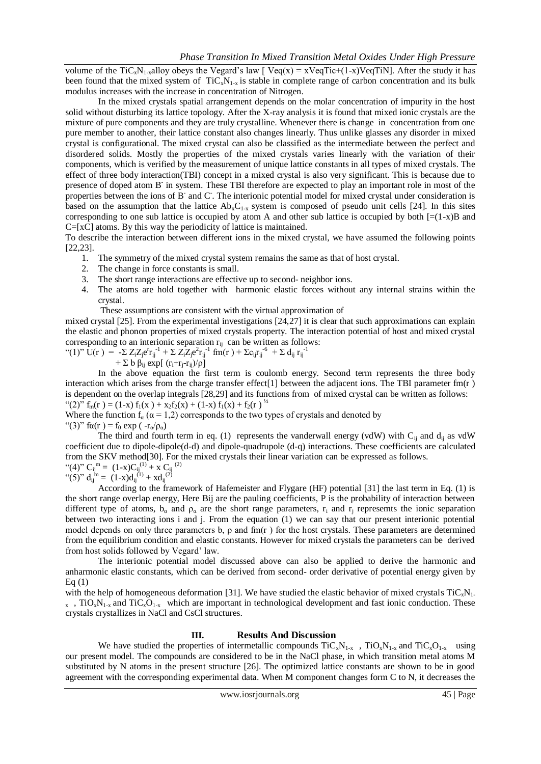volume of the $TiC_xN_{1-x}$alloy obeys the Vegard's law [ $Veq(x) = xVeqTic+(1-x)VeqTiN$]. After the study it has been found that the mixed system of $TiC_xN_{1-x}$ is stable in complete range of carbon concentration and its bulk modulus increases with the increase in concentration of Nitrogen.

In the mixed crystals spatial arrangement depends on the molar concentration of impurity in the host solid without disturbing its lattice topology. After the X-ray analysis it is found that mixed ionic crystals are the mixture of pure components and they are truly crystalline. Whenever there is change in concentration from one pure member to another, their lattice constant also changes linearly. Thus unlike glasses any disorder in mixed crystal is configurational. The mixed crystal can also be classified as the intermediate between the perfect and disordered solids. Mostly the properties of the mixed crystals varies linearly with the variation of their components, which is verified by the measurement of unique lattice constants in all types of mixed crystals. The effect of three body interaction(TBI) concept in a mixed crystal is also very significant. This is because due to presence of doped atom $B^-$ in system. These TBI therefore are expected to play an important role in most of the properties between the ions of $B^-$ and $C^-$. The interionic potential model for mixed crystal under consideration is based on the assumption that the lattice $Ab_xC_{1-x}$ system is composed of pseudo unit cells [24]. In this sites corresponding to one sub lattice is occupied by atom A and other sub lattice is occupied by both [=(1-x)B and C=[xC] atoms. By this way the periodicity of lattice is maintained.

To describe the interaction between different ions in the mixed crystal, we have assumed the following points [22,23].

1. The symmetry of the mixed crystal system remains the same as that of host crystal.
2. The change in force constants is small.
3. The short range interactions are effective up to second- neighbor ions.
4. The atoms are hold together with harmonic elastic forces without any internal strains within the crystal.

These assumptions are consistent with the virtual approximation of mixed crystal [25]. From the experimental investigations [24,27] it is clear that such approximations can explain the elastic and phonon properties of mixed crystals property. The interaction potential of host and mixed crystal corresponding to an interionic separation $r_{ij}$ can be written as follows:

"(1)" $U(r) = -\Sigma Z_iZ_je^{r}r_{ij}^{-1} + \Sigma Z_iZ_je^2r_{ij}^{-1}\, fm(r) + \Sigma c_{ij}r_{ij}^{-6} + \Sigma d_{ij}\, r_{ij}^{-1}$
$+ \Sigma\, b\, \beta_{ij} \exp[\,(r_i+r_j-r_{ij})/\rho]$

In the above equation the first term is coulomb energy. Second term represents the three body interaction which arises from the charge transfer effect[1] between the adjacent ions. The TBI parameter fm(r ) is dependent on the overlap integrals [28,29] and its functions from of mixed crystal can be written as follows:

"(2)" $f_m(r) = (1-x)\, f_1(x) + x_2f_2(x) + (1-x)\, f_1(x) + f_2(r)^{½}$

Where the function $f_\alpha$ ($\alpha = 1,2$) corresponds to the two types of crystals and denoted by

"(3)" $f\alpha(r) = f_0 \exp(-r_\alpha/\rho_\alpha)$

The third and fourth term in eq. (1) represents the vanderwall energy (vdW) with $C_{ij}$ and $d_{ij}$ as vdW coefficient due to dipole-dipole(d-d) and dipole-quadrupole (d-q) interactions. These coefficients are calculated from the SKV method[30]. For the mixed crystals their linear variation can be expressed as follows.

"(4)" $C_{ij}^{m} = (1-x)C_{ij}^{(1)} + x\, C_{ij}^{(2)}$

"(5)" $d_{ij}^{m} = (1-x)d_{ij}^{(1)} + xd_{ij}^{(2)}$

According to the framework of Hafemeister and Flygare (HF) potential [31] the last term in Eq. (1) is the short range overlap energy, Here Bij are the pauling coefficients, P is the probability of interaction between different type of atoms, $b_\alpha$ and $\rho_\alpha$ are the short range parameters, $r_i$ and $r_j$ represemts the ionic separation between two interacting ions i and j. From the equation (1) we can say that our present interionic potential model depends on only three parameters b, ρ and fm(r ) for the host crystals. These parameters are determined from the equilibrium condition and elastic constants. However for mixed crystals the parameters can be derived from host solids followed by Vegard' law.

The interionic potential model discussed above can also be applied to derive the harmonic and anharmonic elastic constants, which can be derived from second- order derivative of potential energy given by Eq (1)

with the help of homogeneous deformation [31]. We have studied the elastic behavior of mixed crystals $TiC_xN_{1-x}$ , $TiO_xN_{1-x}$ and $TiC_xO_{1-x}$ which are important in technological development and fast ionic conduction. These crystals crystallizes in NaCl and CsCl structures.

## III. Results And Discussion

We have studied the properties of intermetallic compounds $TiC_xN_{1-x}$ , $TiO_xN_{1-x}$ and $TiC_xO_{1-x}$ using our present model. The compounds are considered to be in the NaCl phase, in which transition metal atoms M substituted by N atoms in the present structure [26]. The optimized lattice constants are shown to be in good agreement with the corresponding experimental data. When M component changes form C to N, it decreases the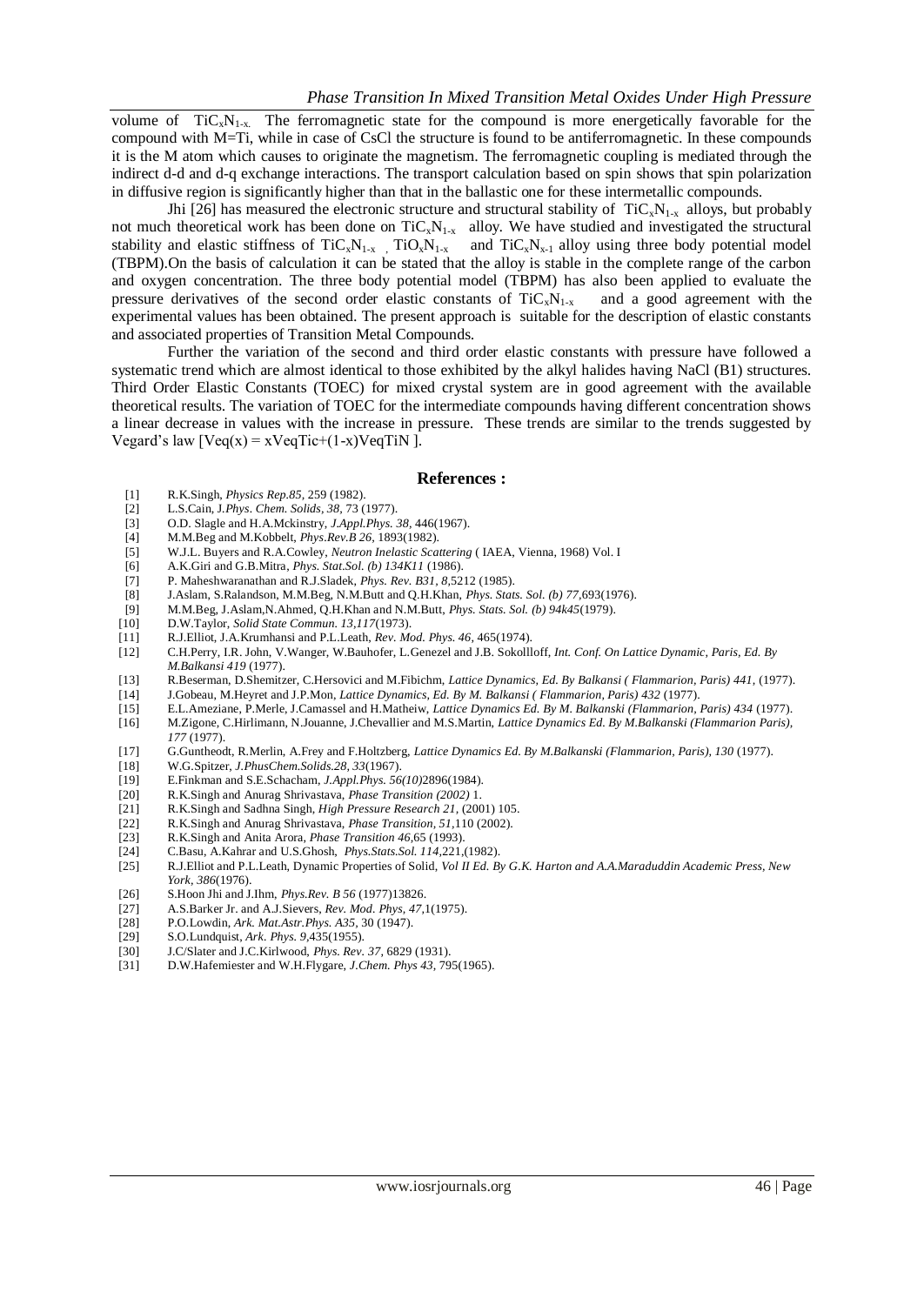volume of $TiC_xN_{1-x.}$ The ferromagnetic state for the compound is more energetically favorable for the compound with M=Ti, while in case of CsCl the structure is found to be antiferromagnetic. In these compounds it is the M atom which causes to originate the magnetism. The ferromagnetic coupling is mediated through the indirect d-d and d-q exchange interactions. The transport calculation based on spin shows that spin polarization in diffusive region is significantly higher than that in the ballastic one for these intermetallic compounds.

Jhi [26] has measured the electronic structure and structural stability of $TiC_xN_{1-x}$ alloys, but probably not much theoretical work has been done on $TiC_xN_{1-x}$ alloy. We have studied and investigated the structural stability and elastic stiffness of $TiC_xN_{1-x}$ , $TiO_xN_{1-x}$ and $TiC_xN_{x-1}$ alloy using three body potential model (TBPM).On the basis of calculation it can be stated that the alloy is stable in the complete range of the carbon and oxygen concentration. The three body potential model (TBPM) has also been applied to evaluate the pressure derivatives of the second order elastic constants of $TiC_xN_{1-x}$ and a good agreement with the experimental values has been obtained. The present approach is suitable for the description of elastic constants and associated properties of Transition Metal Compounds.

Further the variation of the second and third order elastic constants with pressure have followed a systematic trend which are almost identical to those exhibited by the alkyl halides having NaCl (B1) structures. Third Order Elastic Constants (TOEC) for mixed crystal system are in good agreement with the available theoretical results. The variation of TOEC for the intermediate compounds having different concentration shows a linear decrease in values with the increase in pressure. These trends are similar to the trends suggested by Vegard's law [$Veq(x) = xVeqTic+(1-x)VeqTiN$ ].

## References :

[1] R.K.Singh, *Physics Rep.85*, 259 (1982).
[2] L.S.Cain, *J.Phys. Chem. Solids, 38*, 73 (1977).
[3] O.D. Slagle and H.A.Mckinstry, *J.Appl.Phys. 38*, 446(1967).
[4] M.M.Beg and M.Kobbelt, *Phys.Rev.B 26*, 1893(1982).
[5] W.J.L. Buyers and R.A.Cowley, *Neutron Inelastic Scattering* ( IAEA, Vienna, 1968) Vol. I
[6] A.K.Giri and G.B.Mitra, *Phys. Stat.Sol. (b) 134K11* (1986).
[7] P. Maheshwaranathan and R.J.Sladek, *Phys. Rev. B31, 8*,5212 (1985).
[8] J.Aslam, S.Ralandson, M.M.Beg, N.M.Butt and Q.H.Khan, *Phys. Stats. Sol. (b) 77*,693(1976).
[9] M.M.Beg, J.Aslam,N.Ahmed, Q.H.Khan and N.M.Butt, *Phys. Stats. Sol. (b) 94k45*(1979).
[10] D.W.Taylor, *Solid State Commun. 13,117*(1973).
[11] R.J.Elliot, J.A.Krumhansi and P.L.Leath, *Rev. Mod. Phys. 46*, 465(1974).
[12] C.H.Perry, I.R. John, V.Wanger, W.Bauhofer, L.Genezel and J.B. Sokollloff, *Int. Conf. On Lattice Dynamic, Paris, Ed. By M.Balkansi 419* (1977).
[13] R.Beserman, D.Shemitzer, C.Hersovici and M.Fibichm, *Lattice Dynamics, Ed. By Balkansi ( Flammarion, Paris) 441*, (1977).
[14] J.Gobeau, M.Heyret and J.P.Mon, *Lattice Dynamics, Ed. By M. Balkansi ( Flammarion, Paris) 432* (1977).
[15] E.L.Ameziane, P.Merle, J.Camassel and H.Matheiw, *Lattice Dynamics Ed. By M. Balkanski (Flammarion, Paris) 434* (1977).
[16] M.Zigone, C.Hirlimann, N.Jouanne, J.Chevallier and M.S.Martin, *Lattice Dynamics Ed. By M.Balkanski (Flammarion Paris), 177* (1977).
[17] G.Guntheodt, R.Merlin, A.Frey and F.Holtzberg, *Lattice Dynamics Ed. By M.Balkanski (Flammarion, Paris), 130* (1977).
[18] W.G.Spitzer, *J.PhusChem.Solids.28, 33*(1967).
[19] E.Finkman and S.E.Schacham, *J.Appl.Phys. 56(10)*2896(1984).
[20] R.K.Singh and Anurag Shrivastava, *Phase Transition (2002)* 1.
[21] R.K.Singh and Sadhna Singh, *High Pressure Research 21*, (2001) 105.
[22] R.K.Singh and Anurag Shrivastava, *Phase Transition, 51*,110 (2002).
[23] R.K.Singh and Anita Arora, *Phase Transition 46*,65 (1993).
[24] C.Basu, A.Kahrar and U.S.Ghosh, *Phys.Stats.Sol. 114*,221,(1982).
[25] R.J.Elliot and P.L.Leath, Dynamic Properties of Solid, *Vol II Ed. By G.K. Harton and A.A.Maraduddin Academic Press, New York, 386*(1976).
[26] S.Hoon Jhi and J.Ihm, *Phys.Rev. B 56* (1977)13826.
[27] A.S.Barker Jr. and A.J.Sievers, *Rev. Mod. Phys, 47*,1(1975).
[28] P.O.Lowdin, *Ark. Mat.Astr.Phys. A35*, 30 (1947).
[29] S.O.Lundquist, *Ark. Phys. 9*,435(1955).
[30] J.C/Slater and J.C.Kirlwood, *Phys. Rev. 37*, 6829 (1931).
[31] D.W.Hafemiester and W.H.Flygare, *J.Chem. Phys 43*, 795(1965).